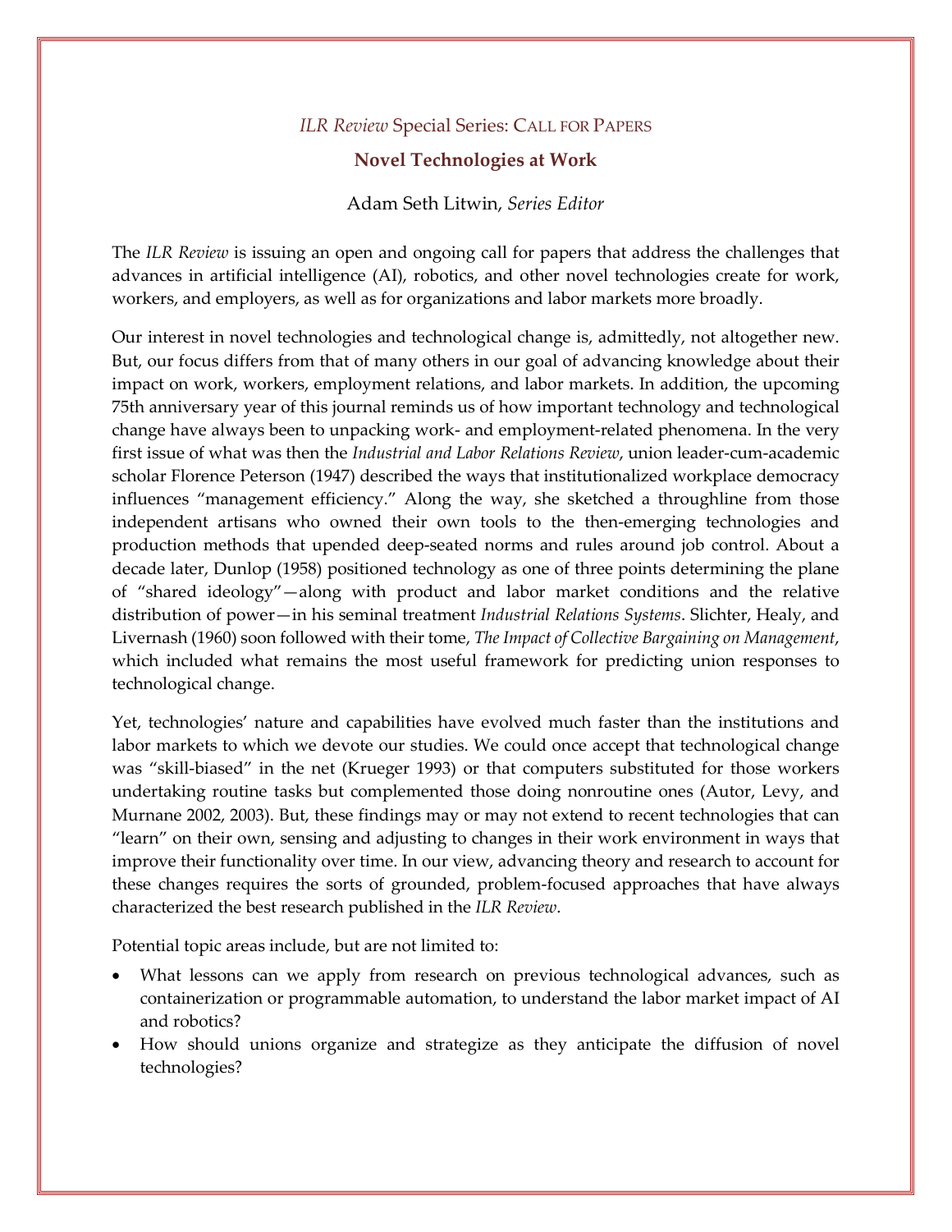*ILR Review* Special Series: CALL FOR PAPERS

# Novel Technologies at Work

Adam Seth Litwin, *Series Editor*

The *ILR Review* is issuing an open and ongoing call for papers that address the challenges that advances in artificial intelligence (AI), robotics, and other novel technologies create for work, workers, and employers, as well as for organizations and labor markets more broadly.

Our interest in novel technologies and technological change is, admittedly, not altogether new. But, our focus differs from that of many others in our goal of advancing knowledge about their impact on work, workers, employment relations, and labor markets. In addition, the upcoming 75th anniversary year of this journal reminds us of how important technology and technological change have always been to unpacking work- and employment-related phenomena. In the very first issue of what was then the *Industrial and Labor Relations Review*, union leader-cum-academic scholar Florence Peterson (1947) described the ways that institutionalized workplace democracy influences "management efficiency." Along the way, she sketched a throughline from those independent artisans who owned their own tools to the then-emerging technologies and production methods that upended deep-seated norms and rules around job control. About a decade later, Dunlop (1958) positioned technology as one of three points determining the plane of "shared ideology"—along with product and labor market conditions and the relative distribution of power—in his seminal treatment *Industrial Relations Systems*. Slichter, Healy, and Livernash (1960) soon followed with their tome, *The Impact of Collective Bargaining on Management*, which included what remains the most useful framework for predicting union responses to technological change.

Yet, technologies' nature and capabilities have evolved much faster than the institutions and labor markets to which we devote our studies. We could once accept that technological change was "skill-biased" in the net (Krueger 1993) or that computers substituted for those workers undertaking routine tasks but complemented those doing nonroutine ones (Autor, Levy, and Murnane 2002, 2003). But, these findings may or may not extend to recent technologies that can "learn" on their own, sensing and adjusting to changes in their work environment in ways that improve their functionality over time. In our view, advancing theory and research to account for these changes requires the sorts of grounded, problem-focused approaches that have always characterized the best research published in the *ILR Review*.

Potential topic areas include, but are not limited to:

- What lessons can we apply from research on previous technological advances, such as containerization or programmable automation, to understand the labor market impact of AI and robotics?
- How should unions organize and strategize as they anticipate the diffusion of novel technologies?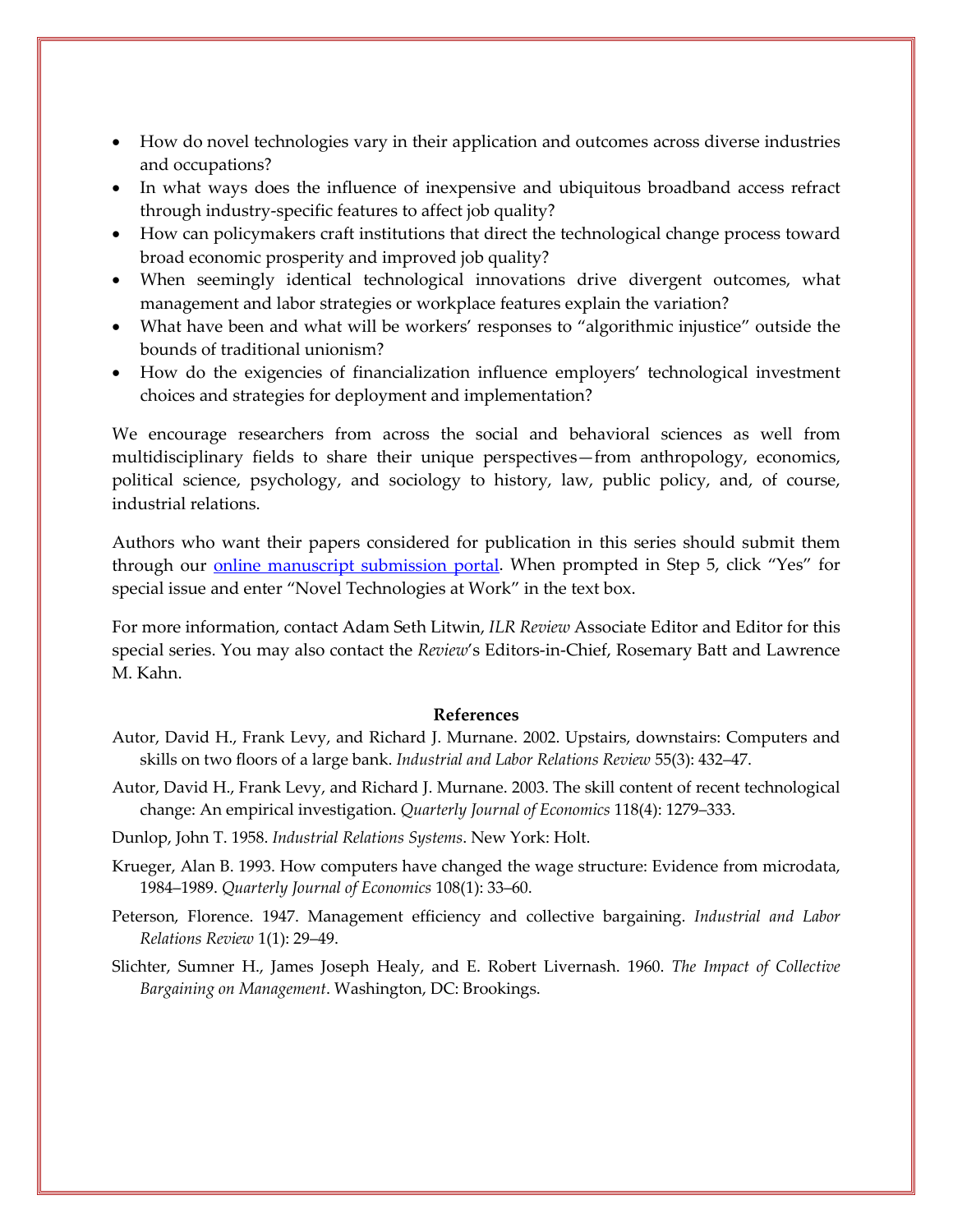- How do novel technologies vary in their application and outcomes across diverse industries and occupations?
- In what ways does the influence of inexpensive and ubiquitous broadband access refract through industry-specific features to affect job quality?
- How can policymakers craft institutions that direct the technological change process toward broad economic prosperity and improved job quality?
- When seemingly identical technological innovations drive divergent outcomes, what management and labor strategies or workplace features explain the variation?
- What have been and what will be workers' responses to "algorithmic injustice" outside the bounds of traditional unionism?
- How do the exigencies of financialization influence employers' technological investment choices and strategies for deployment and implementation?

We encourage researchers from across the social and behavioral sciences as well from multidisciplinary fields to share their unique perspectives—from anthropology, economics, political science, psychology, and sociology to history, law, public policy, and, of course, industrial relations.

Authors who want their papers considered for publication in this series should submit them through our online manuscript submission portal. When prompted in Step 5, click "Yes" for special issue and enter "Novel Technologies at Work" in the text box.

For more information, contact Adam Seth Litwin, *ILR Review* Associate Editor and Editor for this special series. You may also contact the *Review*'s Editors-in-Chief, Rosemary Batt and Lawrence M. Kahn.

**References**

Autor, David H., Frank Levy, and Richard J. Murnane. 2002. Upstairs, downstairs: Computers and skills on two floors of a large bank. *Industrial and Labor Relations Review* 55(3): 432–47.

Autor, David H., Frank Levy, and Richard J. Murnane. 2003. The skill content of recent technological change: An empirical investigation. *Quarterly Journal of Economics* 118(4): 1279–333.

Dunlop, John T. 1958. *Industrial Relations Systems*. New York: Holt.

Krueger, Alan B. 1993. How computers have changed the wage structure: Evidence from microdata, 1984–1989. *Quarterly Journal of Economics* 108(1): 33–60.

Peterson, Florence. 1947. Management efficiency and collective bargaining. *Industrial and Labor Relations Review* 1(1): 29–49.

Slichter, Sumner H., James Joseph Healy, and E. Robert Livernash. 1960. *The Impact of Collective Bargaining on Management*. Washington, DC: Brookings.